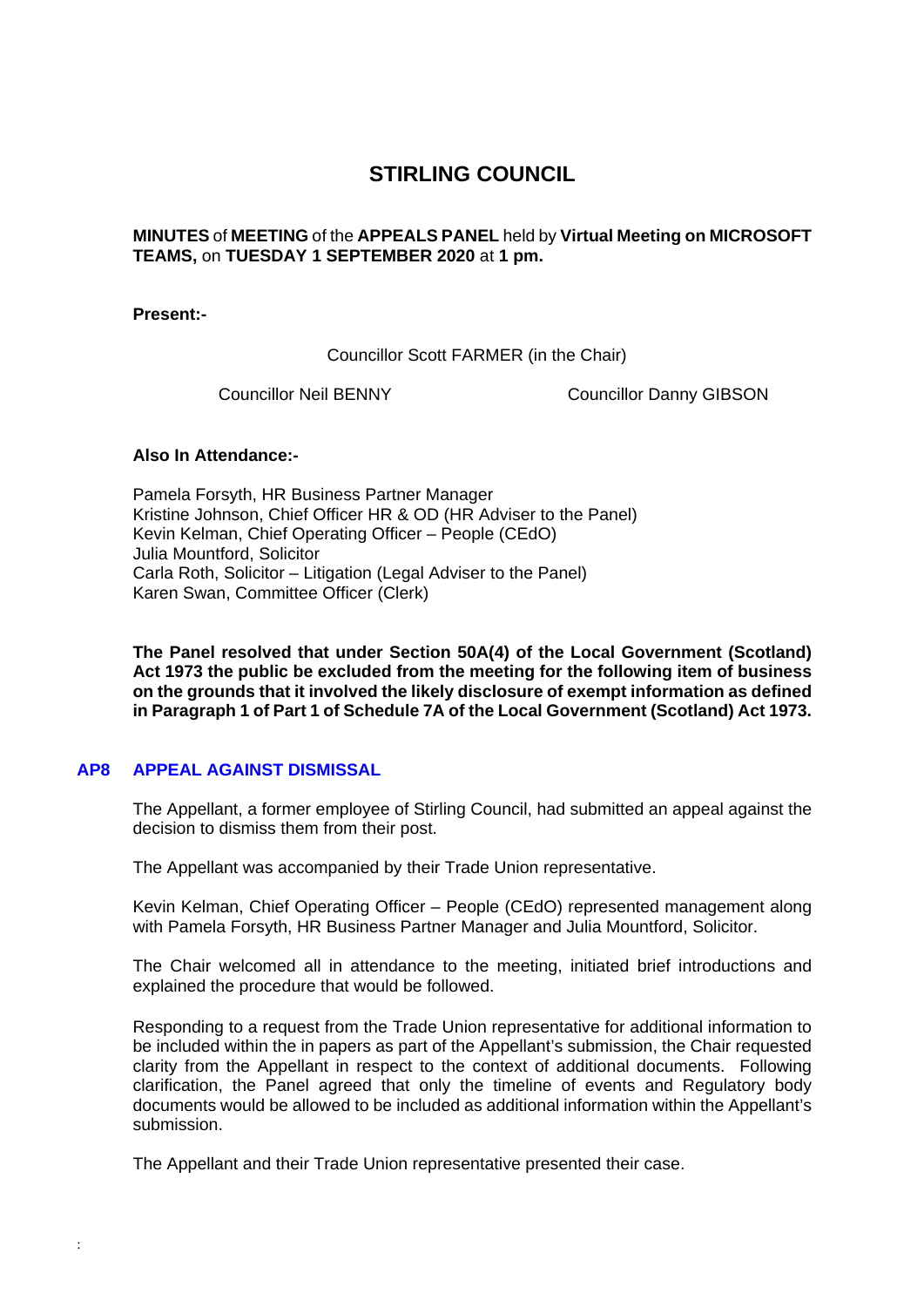# STIRLING COUNCIL

**MINUTES** of **MEETING** of the **APPEALS PANEL** held by **Virtual Meeting on MICROSOFT TEAMS,** on **TUESDAY 1 SEPTEMBER 2020** at **1 pm.**

**Present:-**

Councillor Scott FARMER (in the Chair)

Councillor Neil BENNY

Councillor Danny GIBSON

**Also In Attendance:-**

Pamela Forsyth, HR Business Partner Manager
Kristine Johnson, Chief Officer HR & OD (HR Adviser to the Panel)
Kevin Kelman, Chief Operating Officer – People (CEdO)
Julia Mountford, Solicitor
Carla Roth, Solicitor – Litigation (Legal Adviser to the Panel)
Karen Swan, Committee Officer (Clerk)

**The Panel resolved that under Section 50A(4) of the Local Government (Scotland) Act 1973 the public be excluded from the meeting for the following item of business on the grounds that it involved the likely disclosure of exempt information as defined in Paragraph 1 of Part 1 of Schedule 7A of the Local Government (Scotland) Act 1973.**

## AP8 APPEAL AGAINST DISMISSAL

The Appellant, a former employee of Stirling Council, had submitted an appeal against the decision to dismiss them from their post.

The Appellant was accompanied by their Trade Union representative.

Kevin Kelman, Chief Operating Officer – People (CEdO) represented management along with Pamela Forsyth, HR Business Partner Manager and Julia Mountford, Solicitor.

The Chair welcomed all in attendance to the meeting, initiated brief introductions and explained the procedure that would be followed.

Responding to a request from the Trade Union representative for additional information to be included within the in papers as part of the Appellant's submission, the Chair requested clarity from the Appellant in respect to the context of additional documents. Following clarification, the Panel agreed that only the timeline of events and Regulatory body documents would be allowed to be included as additional information within the Appellant's submission.

The Appellant and their Trade Union representative presented their case.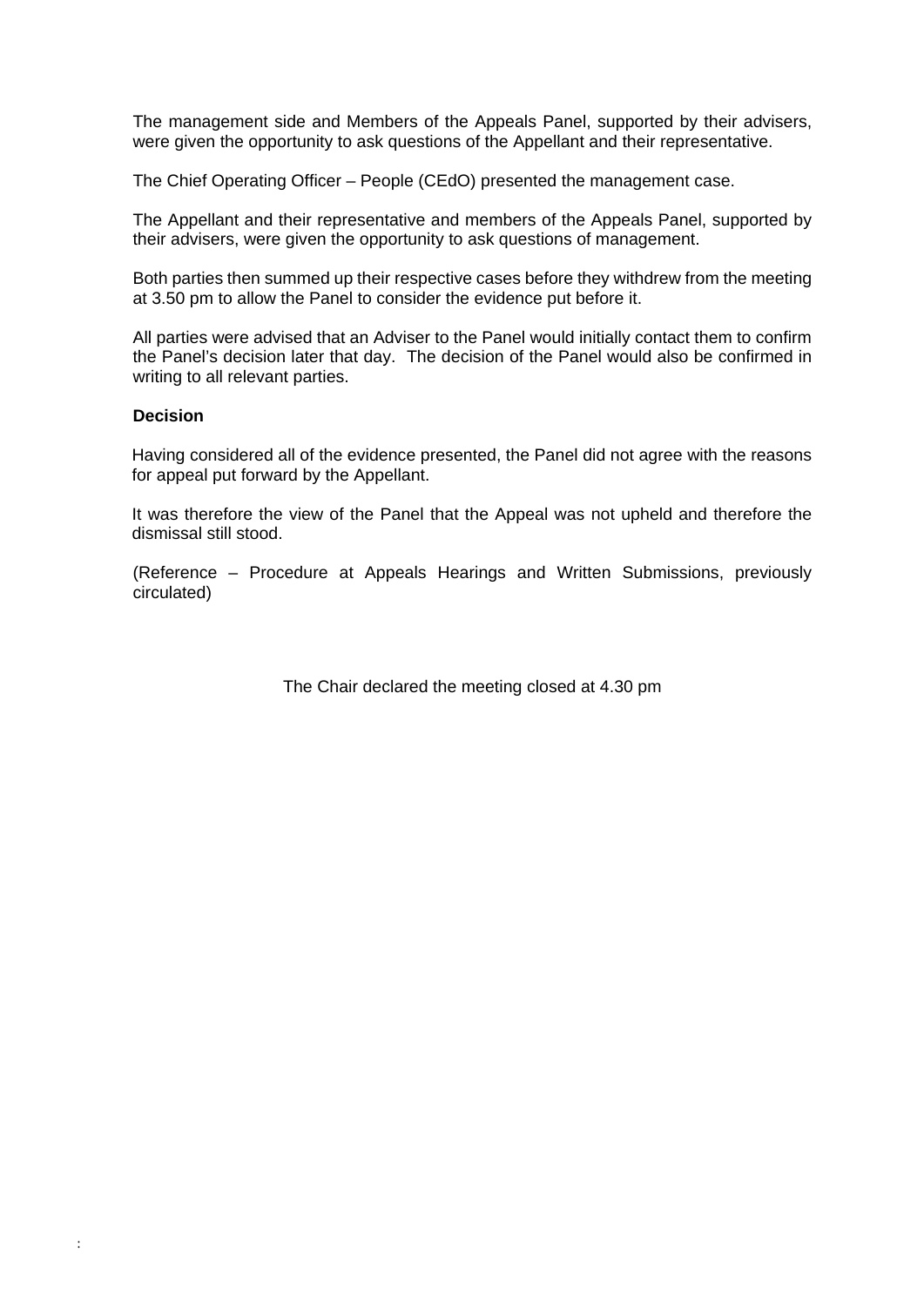The management side and Members of the Appeals Panel, supported by their advisers, were given the opportunity to ask questions of the Appellant and their representative.

The Chief Operating Officer – People (CEdO) presented the management case.

The Appellant and their representative and members of the Appeals Panel, supported by their advisers, were given the opportunity to ask questions of management.

Both parties then summed up their respective cases before they withdrew from the meeting at 3.50 pm to allow the Panel to consider the evidence put before it.

All parties were advised that an Adviser to the Panel would initially contact them to confirm the Panel's decision later that day. The decision of the Panel would also be confirmed in writing to all relevant parties.

**Decision**

Having considered all of the evidence presented, the Panel did not agree with the reasons for appeal put forward by the Appellant.

It was therefore the view of the Panel that the Appeal was not upheld and therefore the dismissal still stood.

(Reference – Procedure at Appeals Hearings and Written Submissions, previously circulated)

The Chair declared the meeting closed at 4.30 pm